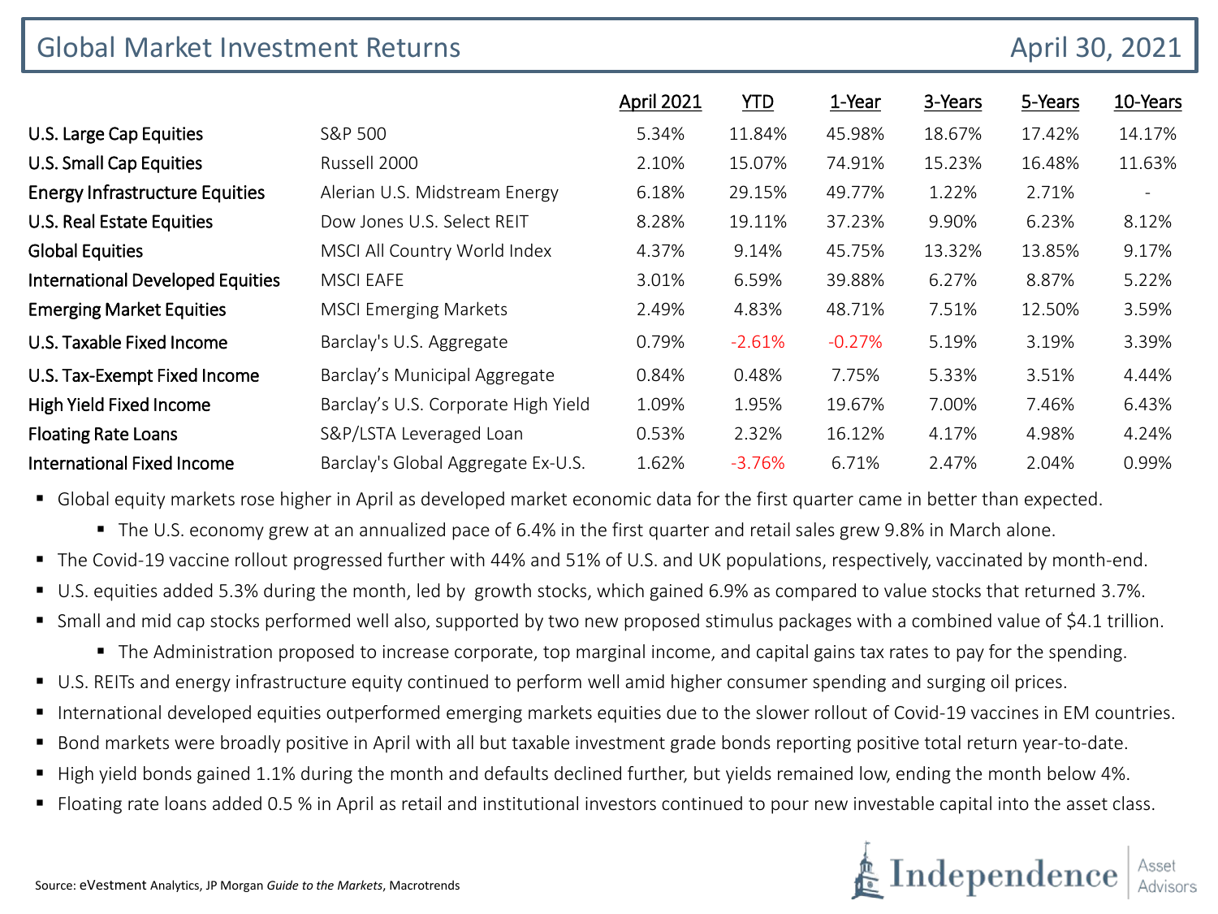# Global Market Investment Returns

April 30, 2021

| | | April 2021 | YTD | 1-Year | 3-Years | 5-Years | 10-Years |
|---|---|---|---|---|---|---|---|
| U.S. Large Cap Equities | S&P 500 | 5.34% | 11.84% | 45.98% | 18.67% | 17.42% | 14.17% |
| U.S. Small Cap Equities | Russell 2000 | 2.10% | 15.07% | 74.91% | 15.23% | 16.48% | 11.63% |
| Energy Infrastructure Equities | Alerian U.S. Midstream Energy | 6.18% | 29.15% | 49.77% | 1.22% | 2.71% | - |
| U.S. Real Estate Equities | Dow Jones U.S. Select REIT | 8.28% | 19.11% | 37.23% | 9.90% | 6.23% | 8.12% |
| Global Equities | MSCI All Country World Index | 4.37% | 9.14% | 45.75% | 13.32% | 13.85% | 9.17% |
| International Developed Equities | MSCI EAFE | 3.01% | 6.59% | 39.88% | 6.27% | 8.87% | 5.22% |
| Emerging Market Equities | MSCI Emerging Markets | 2.49% | 4.83% | 48.71% | 7.51% | 12.50% | 3.59% |
| U.S. Taxable Fixed Income | Barclay's U.S. Aggregate | 0.79% | -2.61% | -0.27% | 5.19% | 3.19% | 3.39% |
| U.S. Tax-Exempt Fixed Income | Barclay's Municipal Aggregate | 0.84% | 0.48% | 7.75% | 5.33% | 3.51% | 4.44% |
| High Yield Fixed Income | Barclay's U.S. Corporate High Yield | 1.09% | 1.95% | 19.67% | 7.00% | 7.46% | 6.43% |
| Floating Rate Loans | S&P/LSTA Leveraged Loan | 0.53% | 2.32% | 16.12% | 4.17% | 4.98% | 4.24% |
| International Fixed Income | Barclay's Global Aggregate Ex-U.S. | 1.62% | -3.76% | 6.71% | 2.47% | 2.04% | 0.99% |

- Global equity markets rose higher in April as developed market economic data for the first quarter came in better than expected.
  - The U.S. economy grew at an annualized pace of 6.4% in the first quarter and retail sales grew 9.8% in March alone.
- The Covid-19 vaccine rollout progressed further with 44% and 51% of U.S. and UK populations, respectively, vaccinated by month-end.
- U.S. equities added 5.3% during the month, led by growth stocks, which gained 6.9% as compared to value stocks that returned 3.7%.
- Small and mid cap stocks performed well also, supported by two new proposed stimulus packages with a combined value of $4.1 trillion.
  - The Administration proposed to increase corporate, top marginal income, and capital gains tax rates to pay for the spending.
- U.S. REITs and energy infrastructure equity continued to perform well amid higher consumer spending and surging oil prices.
- International developed equities outperformed emerging markets equities due to the slower rollout of Covid-19 vaccines in EM countries.
- Bond markets were broadly positive in April with all but taxable investment grade bonds reporting positive total return year-to-date.
- High yield bonds gained 1.1% during the month and defaults declined further, but yields remained low, ending the month below 4%.
- Floating rate loans added 0.5 % in April as retail and institutional investors continued to pour new investable capital into the asset class.

Source: eVestment Analytics, JP Morgan *Guide to the Markets*, Macrotrends

Independence Asset Advisors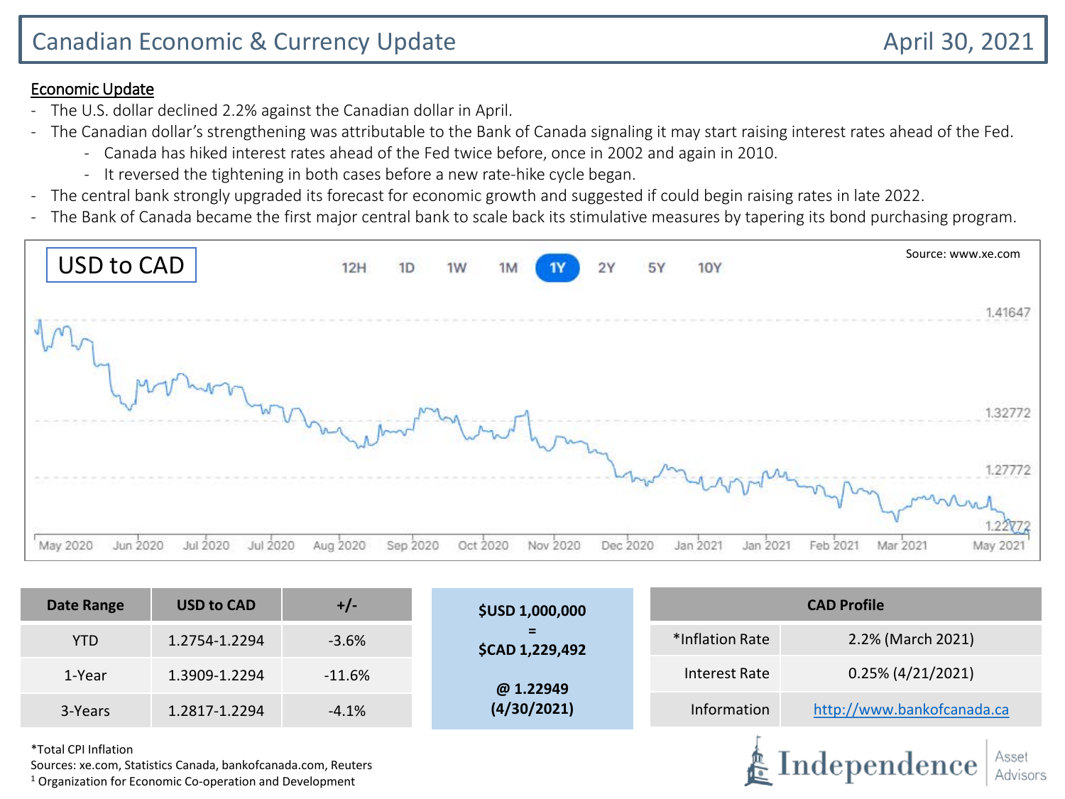# Canadian Economic & Currency Update

April 30, 2021

## Economic Update

- The U.S. dollar declined 2.2% against the Canadian dollar in April.
- The Canadian dollar's strengthening was attributable to the Bank of Canada signaling it may start raising interest rates ahead of the Fed.
  - Canada has hiked interest rates ahead of the Fed twice before, once in 2002 and again in 2010.
  - It reversed the tightening in both cases before a new rate-hike cycle began.
- The central bank strongly upgraded its forecast for economic growth and suggested if could begin raising rates in late 2022.
- The Bank of Canada became the first major central bank to scale back its stimulative measures by tapering its bond purchasing program.

USD to CAD

12H 1D 1W 1M 1Y 2Y 5Y 10Y

Source: www.xe.com

1.41647
1.32772
1.27772
1.22772

May 2020 Jun 2020 Jul 2020 Jul 2020 Aug 2020 Sep 2020 Oct 2020 Nov 2020 Dec 2020 Jan 2021 Jan 2021 Feb 2021 Mar 2021 May 2021

| Date Range | USD to CAD | +/- |
|---|---|---|
| YTD | 1.2754-1.2294 | -3.6% |
| 1-Year | 1.3909-1.2294 | -11.6% |
| 3-Years | 1.2817-1.2294 | -4.1% |

**$USD 1,000,000**
**=**
**$CAD 1,229,492**

**@ 1.22949**
**(4/30/2021)**

| CAD Profile | |
|---|---|
| *Inflation Rate | 2.2% (March 2021) |
| Interest Rate | 0.25% (4/21/2021) |
| Information | http://www.bankofcanada.ca |

*Total CPI Inflation
Sources: xe.com, Statistics Canada, bankofcanada.com, Reuters
[1] Organization for Economic Co-operation and Development

Independence Asset Advisors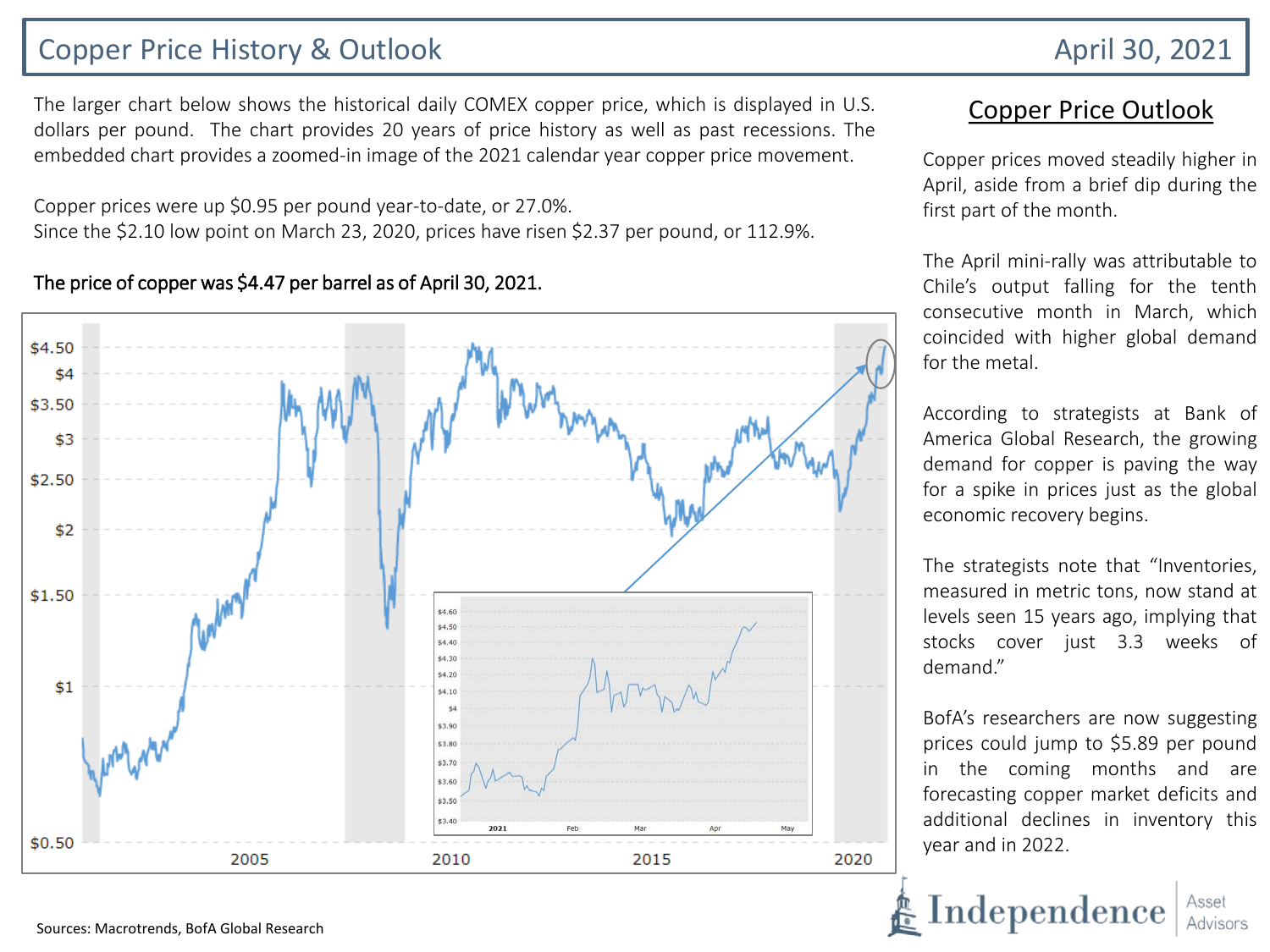# Copper Price History & Outlook

April 30, 2021

The larger chart below shows the historical daily COMEX copper price, which is displayed in U.S. dollars per pound. The chart provides 20 years of price history as well as past recessions. The embedded chart provides a zoomed-in image of the 2021 calendar year copper price movement.

Copper prices were up $0.95 per pound year-to-date, or 27.0%.
Since the $2.10 low point on March 23, 2020, prices have risen $2.37 per pound, or 112.9%.

**The price of copper was $4.47 per barrel as of April 30, 2021.**

## Copper Price Outlook

Copper prices moved steadily higher in April, aside from a brief dip during the first part of the month.

The April mini-rally was attributable to Chile's output falling for the tenth consecutive month in March, which coincided with higher global demand for the metal.

According to strategists at Bank of America Global Research, the growing demand for copper is paving the way for a spike in prices just as the global economic recovery begins.

The strategists note that "Inventories, measured in metric tons, now stand at levels seen 15 years ago, implying that stocks cover just 3.3 weeks of demand."

BofA's researchers are now suggesting prices could jump to $5.89 per pound in the coming months and are forecasting copper market deficits and additional declines in inventory this year and in 2022.

Sources: Macrotrends, BofA Global Research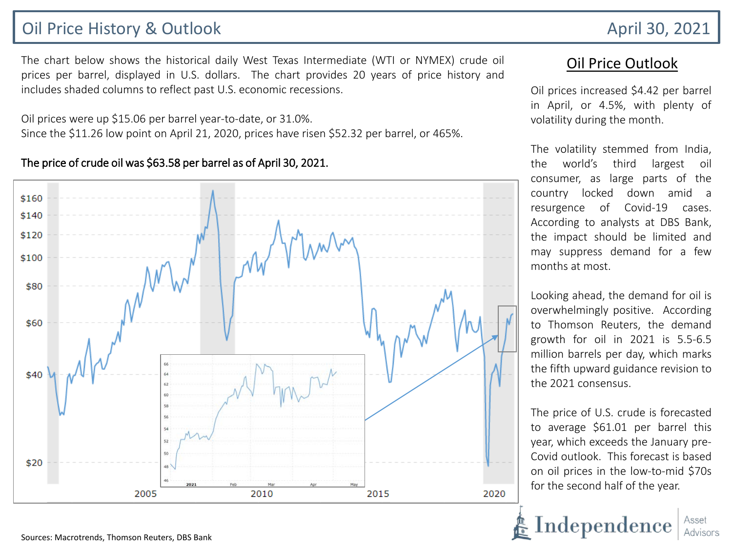# Oil Price History & Outlook

April 30, 2021

The chart below shows the historical daily West Texas Intermediate (WTI or NYMEX) crude oil prices per barrel, displayed in U.S. dollars. The chart provides 20 years of price history and includes shaded columns to reflect past U.S. economic recessions.

Oil prices were up $15.06 per barrel year-to-date, or 31.0%.
Since the $11.26 low point on April 21, 2020, prices have risen $52.32 per barrel, or 465%.

**The price of crude oil was $63.58 per barrel as of April 30, 2021.**

$160
$140
$120
$100
$80
$60
$40
$20
2005
2010
2015
2020

66
64
62
60
58
56
54
52
50
48
46
2021
Feb
Mar
Apr
May

## Oil Price Outlook

Oil prices increased $4.42 per barrel in April, or 4.5%, with plenty of volatility during the month.

The volatility stemmed from India, the world's third largest oil consumer, as large parts of the country locked down amid a resurgence of Covid-19 cases. According to analysts at DBS Bank, the impact should be limited and may suppress demand for a few months at most.

Looking ahead, the demand for oil is overwhelmingly positive. According to Thomson Reuters, the demand growth for oil in 2021 is 5.5-6.5 million barrels per day, which marks the fifth upward guidance revision to the 2021 consensus.

The price of U.S. crude is forecasted to average $61.01 per barrel this year, which exceeds the January pre-Covid outlook. This forecast is based on oil prices in the low-to-mid $70s for the second half of the year.

Sources: Macrotrends, Thomson Reuters, DBS Bank

Independence Asset Advisors